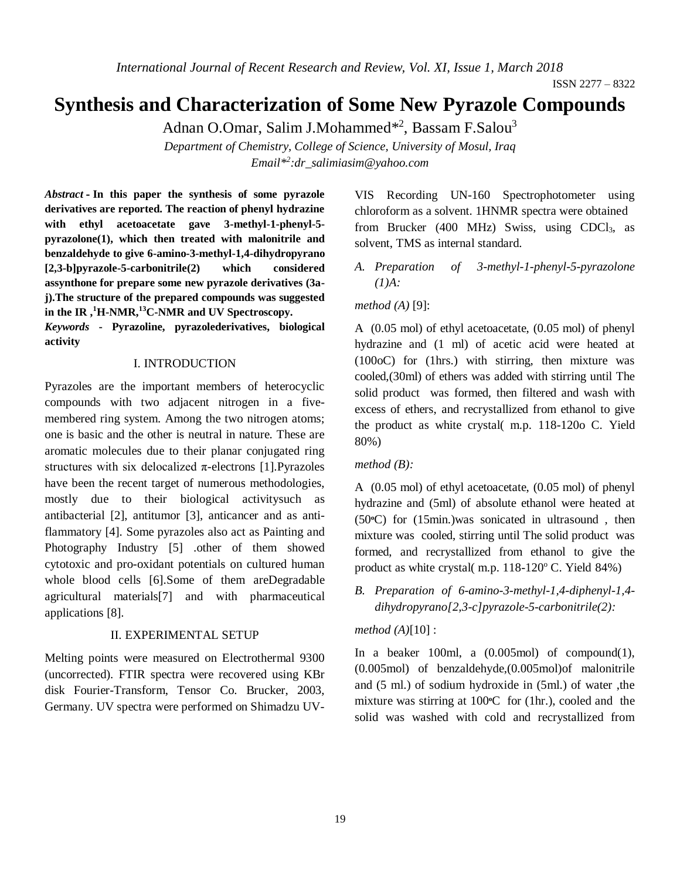# Synthesis and Characterization of Some New Pyrazole Compounds

Adnan O.Omar, Salim J.Mohammed*[2], Bassam F.Salou[3]

*Department of Chemistry, College of Science, University of Mosul, Iraq*
*Email*[*2]*:dr_salimiasim@yahoo.com*

***Abstract* - In this paper the synthesis of some pyrazole derivatives are reported. The reaction of phenyl hydrazine with ethyl acetoacetate gave 3-methyl-1-phenyl-5-pyrazolone(1), which then treated with malonitrile and benzaldehyde to give 6-amino-3-methyl-1,4-dihydropyrano [2,3-b]pyrazole-5-carbonitrile(2) which considered assynthone for prepare some new pyrazole derivatives (3a-j).The structure of the prepared compounds was suggested in the IR ,$^{1}$H-NMR,$^{13}$C-NMR and UV Spectroscopy.**

***Keywords* - Pyrazoline, pyrazolederivatives, biological activity**

## I. INTRODUCTION

Pyrazoles are the important members of heterocyclic compounds with two adjacent nitrogen in a five-membered ring system. Among the two nitrogen atoms; one is basic and the other is neutral in nature. These are aromatic molecules due to their planar conjugated ring structures with six delocalized π-electrons [1].Pyrazoles have been the recent target of numerous methodologies, mostly due to their biological activitysuch as antibacterial [2], antitumor [3], anticancer and as anti-flammatory [4]. Some pyrazoles also act as Painting and Photography Industry [5] .other of them showed cytotoxic and pro-oxidant potentials on cultured human whole blood cells [6].Some of them areDegradable agricultural materials[7] and with pharmaceutical applications [8].

## II. EXPERIMENTAL SETUP

Melting points were measured on Electrothermal 9300 (uncorrected). FTIR spectra were recovered using KBr disk Fourier-Transform, Tensor Co. Brucker, 2003, Germany. UV spectra were performed on Shimadzu UV-VIS Recording UN-160 Spectrophotometer using chloroform as a solvent. 1HNMR spectra were obtained from Brucker (400 MHz) Swiss, using $CDCl_3$, as solvent, TMS as internal standard.

### *A. Preparation of 3-methyl-1-phenyl-5-pyrazolone (1)A:*

*method (A)* [9]:

A (0.05 mol) of ethyl acetoacetate, (0.05 mol) of phenyl hydrazine and (1 ml) of acetic acid were heated at (100oC) for (1hrs.) with stirring, then mixture was cooled,(30ml) of ethers was added with stirring until The solid product was formed, then filtered and wash with excess of ethers, and recrystallized from ethanol to give the product as white crystal( m.p. 118-120o C. Yield 80%)

*method (B):*

A (0.05 mol) of ethyl acetoacetate, (0.05 mol) of phenyl hydrazine and (5ml) of absolute ethanol were heated at (50ºC) for (15min.)was sonicated in ultrasound , then mixture was cooled, stirring until The solid product was formed, and recrystallized from ethanol to give the product as white crystal( m.p. 118-120º C. Yield 84%)

### *B. Preparation of 6-amino-3-methyl-1,4-diphenyl-1,4-dihydropyrano[2,3-c]pyrazole-5-carbonitrile(2):*

*method (A)*[10] :

In a beaker 100ml, a (0.005mol) of compound(1), (0.005mol) of benzaldehyde,(0.005mol)of malonitrile and (5 ml.) of sodium hydroxide in (5ml.) of water ,the mixture was stirring at 100ºC for (1hr.), cooled and the solid was washed with cold and recrystallized from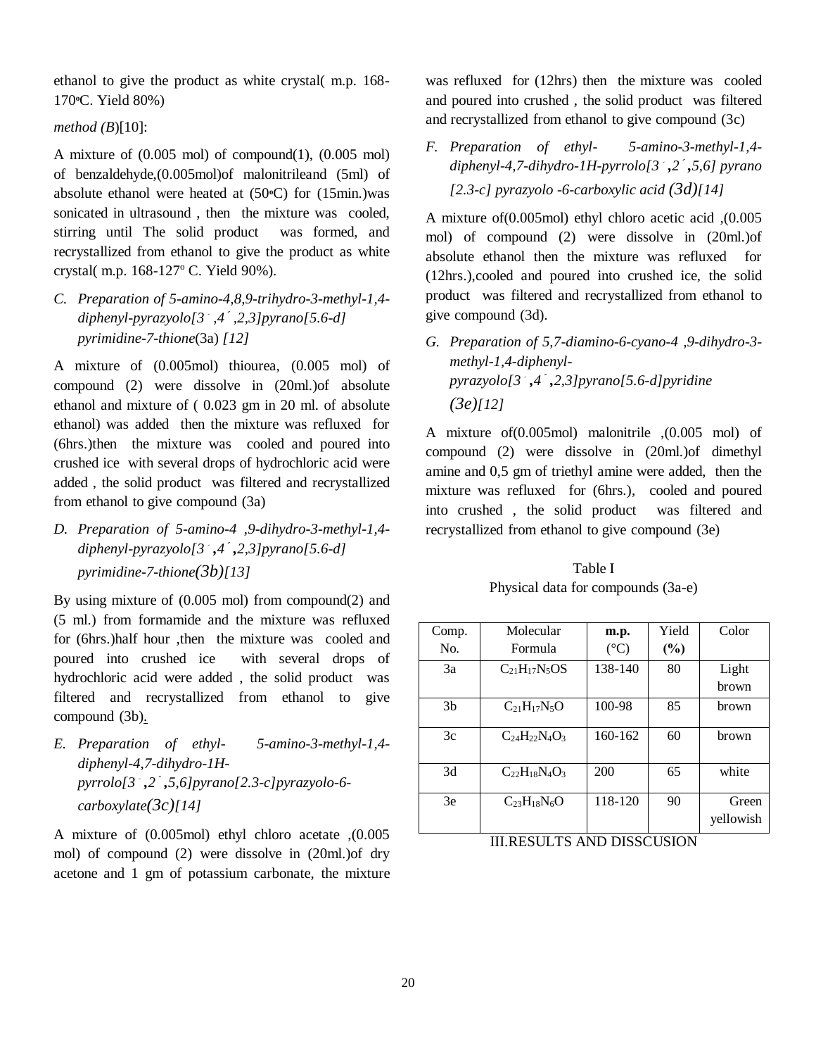ethanol to give the product as white crystal( m.p. 168-170ºC. Yield 80%)

*method (B)*[10]:

A mixture of (0.005 mol) of compound(1), (0.005 mol) of benzaldehyde,(0.005mol)of malonitrileand (5ml) of absolute ethanol were heated at (50ºC) for (15min.)was sonicated in ultrasound , then the mixture was cooled, stirring until The solid product was formed, and recrystallized from ethanol to give the product as white crystal( m.p. 168-127º C. Yield 90%).

*C. Preparation of 5-amino-4,8,9-trihydro-3-methyl-1,4-diphenyl-pyrazyolo[3ˉ,4ˊ,2,3]pyrano[5.6-d] pyrimidine-7-thione*(3a) *[12]*

A mixture of (0.005mol) thiourea, (0.005 mol) of compound (2) were dissolve in (20ml.)of absolute ethanol and mixture of ( 0.023 gm in 20 ml. of absolute ethanol) was added then the mixture was refluxed for (6hrs.)then the mixture was cooled and poured into crushed ice with several drops of hydrochloric acid were added , the solid product was filtered and recrystallized from ethanol to give compound (3a)

*D. Preparation of 5-amino-4 ,9-dihydro-3-methyl-1,4-diphenyl-pyrazyolo[3ˉ,4ˊ,2,3]pyrano[5.6-d] pyrimidine-7-thione(3b)[13]*

By using mixture of (0.005 mol) from compound(2) and (5 ml.) from formamide and the mixture was refluxed for (6hrs.)half hour ,then the mixture was cooled and poured into crushed ice with several drops of hydrochloric acid were added , the solid product was filtered and recrystallized from ethanol to give compound (3b).

*E. Preparation of ethyl- 5-amino-3-methyl-1,4-diphenyl-4,7-dihydro-1H-pyrrolo[3ˉ,2ˊ,5,6]pyrano[2.3-c]pyrazyolo-6-carboxylate(3c)[14]*

A mixture of (0.005mol) ethyl chloro acetate ,(0.005 mol) of compound (2) were dissolve in (20ml.)of dry acetone and 1 gm of potassium carbonate, the mixture was refluxed for (12hrs) then the mixture was cooled and poured into crushed , the solid product was filtered and recrystallized from ethanol to give compound (3c)

*F. Preparation of ethyl- 5-amino-3-methyl-1,4-diphenyl-4,7-dihydro-1H-pyrrolo[3ˉ,2ˊ,5,6] pyrano [2.3-c] pyrazyolo -6-carboxylic acid (3d)[14]*

A mixture of(0.005mol) ethyl chloro acetic acid ,(0.005 mol) of compound (2) were dissolve in (20ml.)of absolute ethanol then the mixture was refluxed for (12hrs.),cooled and poured into crushed ice, the solid product was filtered and recrystallized from ethanol to give compound (3d).

*G. Preparation of 5,7-diamino-6-cyano-4 ,9-dihydro-3-methyl-1,4-diphenyl-pyrazyolo[3ˉ,4ˊ,2,3]pyrano[5.6-d]pyridine (3e)[12]*

A mixture of(0.005mol) malonitrile ,(0.005 mol) of compound (2) were dissolve in (20ml.)of dimethyl amine and 0,5 gm of triethyl amine were added, then the mixture was refluxed for (6hrs.), cooled and poured into crushed , the solid product was filtered and recrystallized from ethanol to give compound (3e)

Table I
Physical data for compounds (3a-e)

| Comp. No. | Molecular Formula | **m.p.** (°C) | Yield **(%)** | Color |
|---|---|---|---|---|
| 3a | $C_{21}H_{17}N_5OS$ | 138-140 | 80 | Light brown |
| 3b | $C_{21}H_{17}N_5O$ | 100-98 | 85 | brown |
| 3c | $C_{24}H_{22}N_4O_3$ | 160-162 | 60 | brown |
| 3d | $C_{22}H_{18}N_4O_3$ | 200 | 65 | white |
| 3e | $C_{23}H_{18}N_6O$ | 118-120 | 90 | Green yellowish |

## III.RESULTS AND DISSCUSION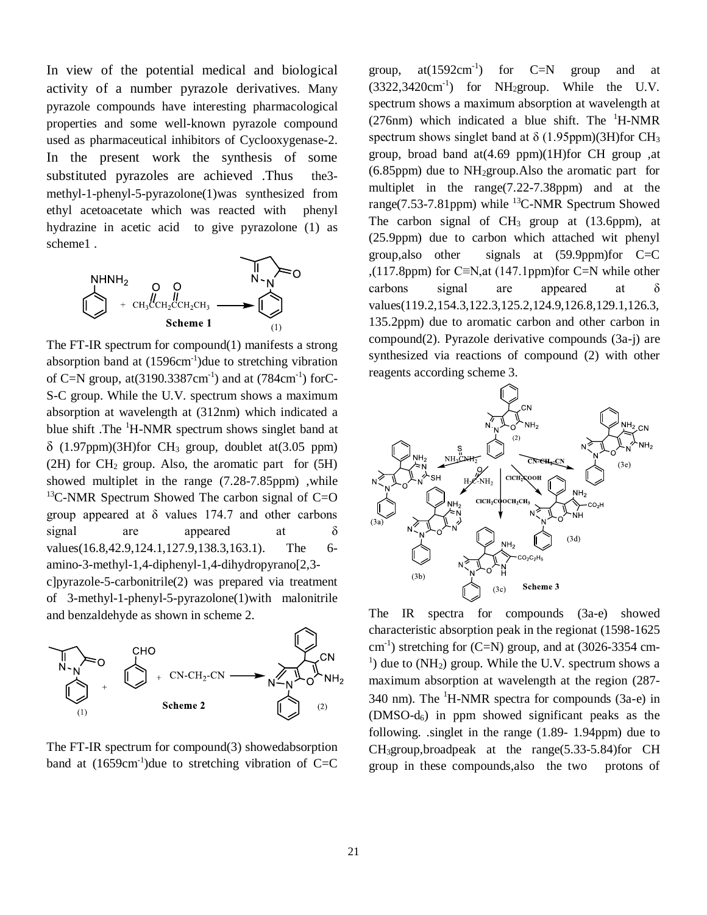In view of the potential medical and biological activity of a number pyrazole derivatives. Many pyrazole compounds have interesting pharmacological properties and some well-known pyrazole compound used as pharmaceutical inhibitors of Cyclooxygenase-2. In the present work the synthesis of some substituted pyrazoles are achieved .Thus the3-methyl-1-phenyl-5-pyrazolone(1)was synthesized from ethyl acetoacetate which was reacted with phenyl hydrazine in acetic acid to give pyrazolone (1) as scheme1 .

Scheme 1

The FT-IR spectrum for compound(1) manifests a strong absorption band at (1596cm$^{-1}$)due to stretching vibration of C=N group, at(3190.3387cm$^{-1}$) and at (784cm$^{-1}$) forC-S-C group. While the U.V. spectrum shows a maximum absorption at wavelength at (312nm) which indicated a blue shift .The $^{1}$H-NMR spectrum shows singlet band at δ (1.97ppm)(3H)for $CH_3$ group, doublet at(3.05 ppm) (2H) for $CH_2$ group. Also, the aromatic part for (5H) showed multiplet in the range (7.28-7.85ppm) ,while $^{13}$C-NMR Spectrum Showed The carbon signal of C=O group appeared at δ values 174.7 and other carbons signal are appeared at δ values(16.8,42.9,124.1,127.9,138.3,163.1). The 6-amino-3-methyl-1,4-diphenyl-1,4-dihydropyrano[2,3-c]pyrazole-5-carbonitrile(2) was prepared via treatment of 3-methyl-1-phenyl-5-pyrazolone(1)with malonitrile and benzaldehyde as shown in scheme 2.

Scheme 2

The FT-IR spectrum for compound(3) showedabsorption band at (1659cm$^{-1}$)due to stretching vibration of C=C group, at(1592cm$^{-1}$) for C=N group and at (3322,3420cm$^{-1}$) for $NH_2$group. While the U.V. spectrum shows a maximum absorption at wavelength at (276nm) which indicated a blue shift. The $^{1}$H-NMR spectrum shows singlet band at δ (1.95ppm)(3H)for $CH_3$ group, broad band at(4.69 ppm)(1H)for CH group ,at (6.85ppm) due to $NH_2$group.Also the aromatic part for multiplet in the range(7.22-7.38ppm) and at the range(7.53-7.81ppm) while $^{13}$C-NMR Spectrum Showed The carbon signal of $CH_3$ group at (13.6ppm), at (25.9ppm) due to carbon which attached wit phenyl group,also other signals at (59.9ppm)for C=C ,(117.8ppm) for C≡N,at (147.1ppm)for C=N while other carbons signal are appeared at δ values(119.2,154.3,122.3,125.2,124.9,126.8,129.1,126.3, 135.2ppm) due to aromatic carbon and other carbon in compound(2). Pyrazole derivative compounds (3a-j) are synthesized via reactions of compound (2) with other reagents according scheme 3.

Scheme 3

The IR spectra for compounds (3a-e) showed characteristic absorption peak in the regionat (1598-1625 cm$^{-1}$) stretching for (C=N) group, and at (3026-3354 cm$^{-1}$) due to ($NH_2$) group. While the U.V. spectrum shows a maximum absorption at wavelength at the region (287-340 nm). The $^{1}$H-NMR spectra for compounds (3a-e) in (DMSO-$d_6$) in ppm showed significant peaks as the following. .singlet in the range (1.89- 1.94ppm) due to $CH_3$group,broadpeak at the range(5.33-5.84)for CH group in these compounds,also the two protons of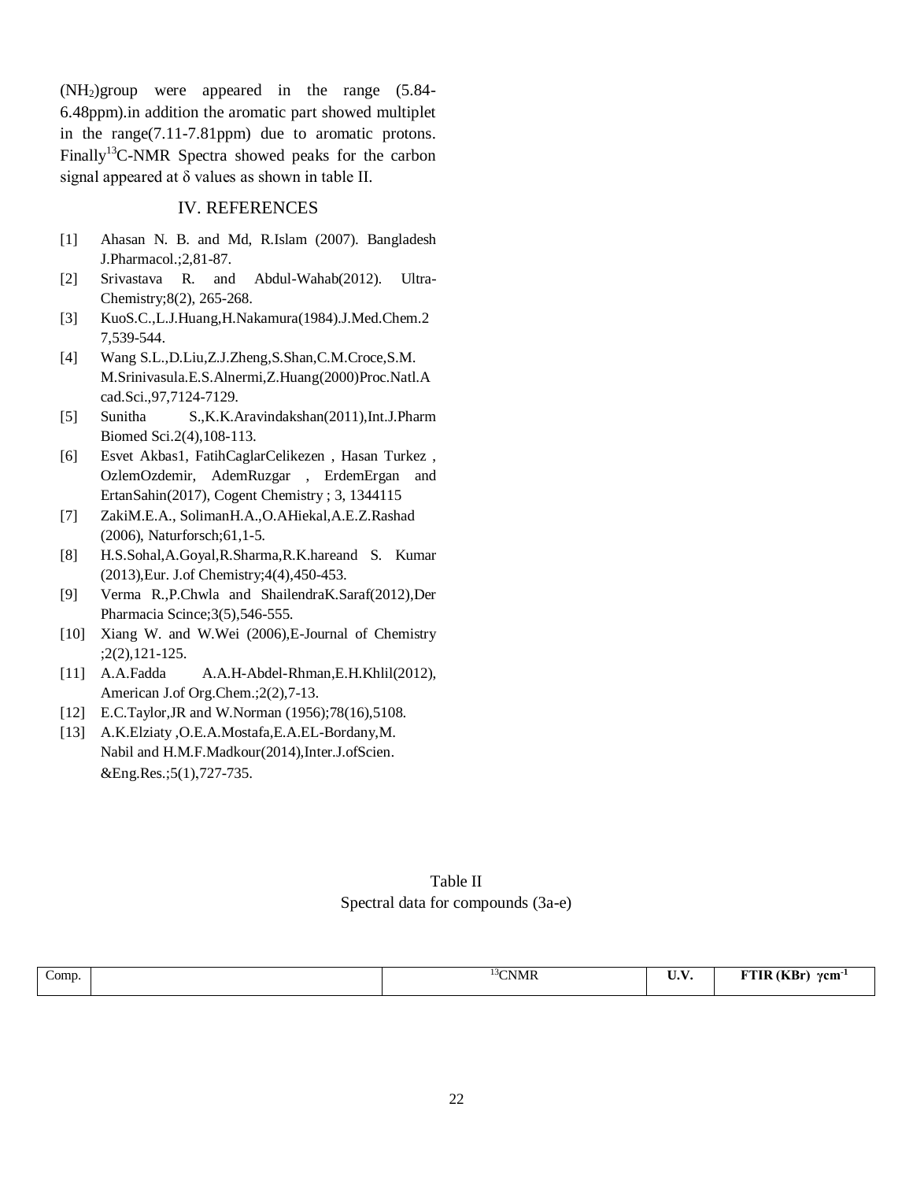$(NH_2)$group were appeared in the range (5.84-6.48ppm).in addition the aromatic part showed multiplet in the range(7.11-7.81ppm) due to aromatic protons. Finally $^{13}$C-NMR Spectra showed peaks for the carbon signal appeared at δ values as shown in table II.

## IV. REFERENCES

[1] Ahasan N. B. and Md, R.Islam (2007). Bangladesh J.Pharmacol.;2,81-87.

[2] Srivastava R. and Abdul-Wahab(2012). Ultra-Chemistry;8(2), 265-268.

[3] KuoS.C.,L.J.Huang,H.Nakamura(1984).J.Med.Chem.27,539-544.

[4] Wang S.L.,D.Liu,Z.J.Zheng,S.Shan,C.M.Croce,S.M. M.Srinivasula.E.S.Alnermi,Z.Huang(2000)Proc.Natl.Acad.Sci.,97,7124-7129.

[5] Sunitha S.,K.K.Aravindakshan(2011),Int.J.Pharm Biomed Sci.2(4),108-113.

[6] Esvet Akbas1, FatihCaglarCelikezen , Hasan Turkez , OzlemOzdemir, AdemRuzgar , ErdemErgan and ErtanSahin(2017), Cogent Chemistry ; 3, 1344115

[7] ZakiM.E.A., SolimanH.A.,O.AHiekal,A.E.Z.Rashad (2006), Naturforsch;61,1-5.

[8] H.S.Sohal,A.Goyal,R.Sharma,R.K.hareand S. Kumar (2013),Eur. J.of Chemistry;4(4),450-453.

[9] Verma R.,P.Chwla and ShailendraK.Saraf(2012),Der Pharmacia Scince;3(5),546-555.

[10] Xiang W. and W.Wei (2006),E-Journal of Chemistry ;2(2),121-125.

[11] A.A.Fadda A.A.H-Abdel-Rhman,E.H.Khlil(2012), American J.of Org.Chem.;2(2),7-13.

[12] E.C.Taylor,JR and W.Norman (1956);78(16),5108.

[13] A.K.Elziaty ,O.E.A.Mostafa,E.A.EL-Bordany,M. Nabil and H.M.F.Madkour(2014),Inter.J.ofScien. &Eng.Res.;5(1),727-735.

Table II
Spectral data for compounds (3a-e)

| Comp. | | $^{13}$CNMR | **U.V.** | **FTIR (KBr) $\gamma cm^{-1}$** |
|---|---|---|---|---|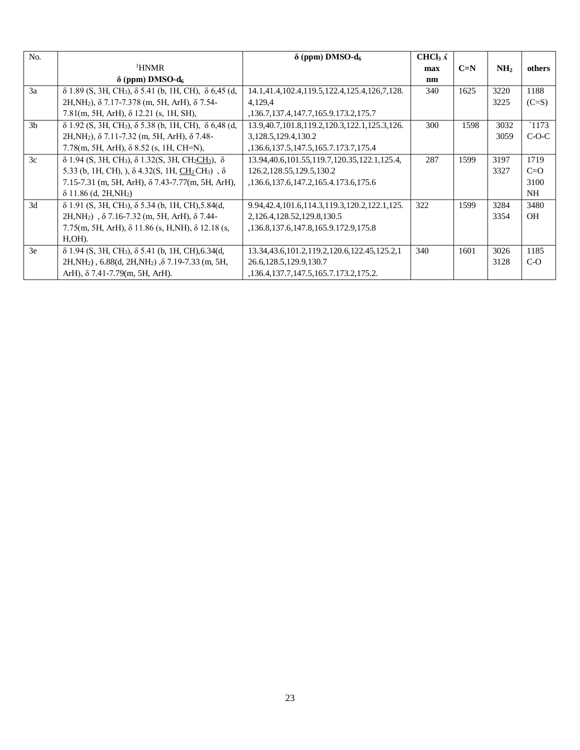| No. | $^1$HNMR δ (ppm) DMSO-d$_6$ | δ (ppm) DMSO-d$_6$ | CHCl$_3$ ʎ max nm | C=N | NH$_2$ | others |
|---|---|---|---|---|---|---|
| 3a | δ 1.89 (S, 3H, $CH_3$), δ 5.41 (b, 1H, CH), δ 6,45 (d, 2H,$NH_2$), δ 7.17-7.378 (m, 5H, ArH), δ 7.54-7.81(m, 5H, ArH), δ 12.21 (s, 1H, SH), | 14.1,41.4,102.4,119.5,122.4,125.4,126,7,128.4,129,4 ,136.7,137.4,147.7,165.9.173.2,175.7 | 340 | 1625 | 3220 3225 | 1188 (C=S) |
| 3b | δ 1.92 (S, 3H, $CH_3$), δ 5.38 (b, 1H, CH), δ 6,48 (d, 2H,$NH_2$), δ 7.11-7.32 (m, 5H, ArH), δ 7.48-7.78(m, 5H, ArH), δ 8.52 (s, 1H, CH=N), | 13.9,40.7,101.8,119.2,120.3,122.1,125.3,126.3,128.5,129.4,130.2 ,136.6,137.5,147.5,165.7.173.7,175.4 | 300 | 1598 | 3032 3059 | `1173 C-O-C |
| 3c | δ 1.94 (S, 3H, $CH_3$), δ 1.32(S, 3H, $CH_2$<u>$CH_3$</u>), δ 5.33 (b, 1H, CH), ), δ 4.32(S, 1H, <u>$CH_2$</u> $CH_3$) , δ 7.15-7.31 (m, 5H, ArH), δ 7.43-7.77(m, 5H, ArH), δ 11.86 (d, 2H,$NH_2$) | 13.94,40.6,101.55,119.7,120.35,122.1,125.4,126.2,128.55,129.5,130.2 ,136.6,137.6,147.2,165.4.173.6,175.6 | 287 | 1599 | 3197 3327 | 1719 C=O 3100 NH |
| 3d | δ 1.91 (S, 3H, $CH_3$), δ 5.34 (b, 1H, CH),5.84(d, 2H,$NH_2$) , δ 7.16-7.32 (m, 5H, ArH), δ 7.44-7.75(m, 5H, ArH), δ 11.86 (s, H,NH), δ 12.18 (s, H,OH). | 9.94,42.4,101.6,114.3,119.3,120.2,122.1,125.2,126.4,128.52,129.8,130.5 ,136.8,137.6,147.8,165.9.172.9,175.8 | 322 | 1599 | 3284 3354 | 3480 OH |
| 3e | δ 1.94 (S, 3H, $CH_3$), δ 5.41 (b, 1H, CH),6.34(d, 2H,$NH_2$) , 6.88(d, 2H,$NH_2$) ,δ 7.19-7.33 (m, 5H, ArH), δ 7.41-7.79(m, 5H, ArH). | 13.34,43.6,101.2,119.2,120.6,122.45,125.2,126.6,128.5,129.9,130.7 ,136.4,137.7,147.5,165.7.173.2,175.2. | 340 | 1601 | 3026 3128 | 1185 C-O |